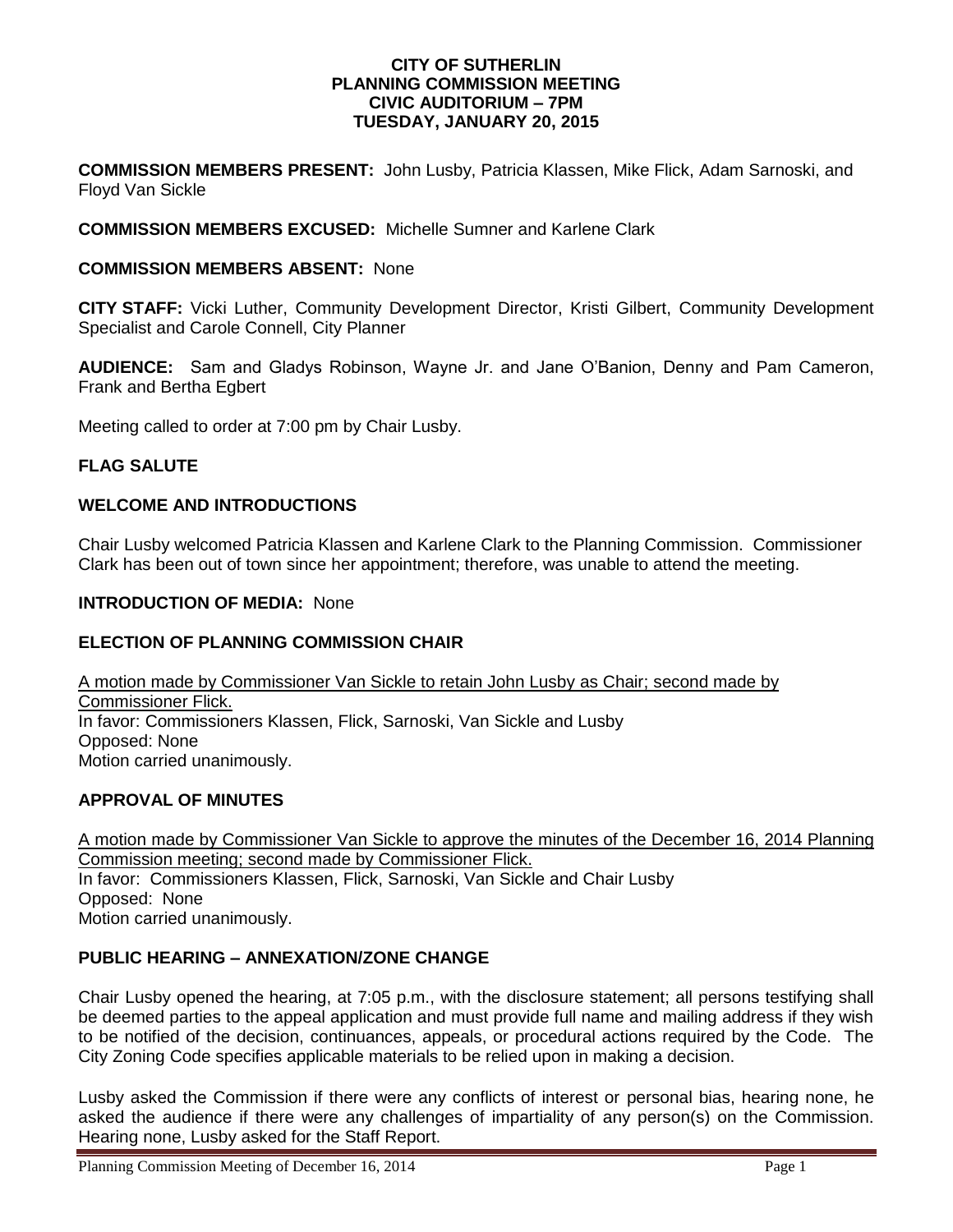**CITY OF SUTHERLIN**
**PLANNING COMMISSION MEETING**
**CIVIC AUDITORIUM – 7PM**
**TUESDAY, JANUARY 20, 2015**

**COMMISSION MEMBERS PRESENT:** John Lusby, Patricia Klassen, Mike Flick, Adam Sarnoski, and Floyd Van Sickle

**COMMISSION MEMBERS EXCUSED:** Michelle Sumner and Karlene Clark

**COMMISSION MEMBERS ABSENT:** None

**CITY STAFF:** Vicki Luther, Community Development Director, Kristi Gilbert, Community Development Specialist and Carole Connell, City Planner

**AUDIENCE:** Sam and Gladys Robinson, Wayne Jr. and Jane O'Banion, Denny and Pam Cameron, Frank and Bertha Egbert

Meeting called to order at 7:00 pm by Chair Lusby.

## FLAG SALUTE

## WELCOME AND INTRODUCTIONS

Chair Lusby welcomed Patricia Klassen and Karlene Clark to the Planning Commission. Commissioner Clark has been out of town since her appointment; therefore, was unable to attend the meeting.

**INTRODUCTION OF MEDIA:** None

## ELECTION OF PLANNING COMMISSION CHAIR

A motion made by Commissioner Van Sickle to retain John Lusby as Chair; second made by Commissioner Flick.
In favor: Commissioners Klassen, Flick, Sarnoski, Van Sickle and Lusby
Opposed: None
Motion carried unanimously.

## APPROVAL OF MINUTES

A motion made by Commissioner Van Sickle to approve the minutes of the December 16, 2014 Planning Commission meeting; second made by Commissioner Flick.
In favor: Commissioners Klassen, Flick, Sarnoski, Van Sickle and Chair Lusby
Opposed: None
Motion carried unanimously.

## PUBLIC HEARING – ANNEXATION/ZONE CHANGE

Chair Lusby opened the hearing, at 7:05 p.m., with the disclosure statement; all persons testifying shall be deemed parties to the appeal application and must provide full name and mailing address if they wish to be notified of the decision, continuances, appeals, or procedural actions required by the Code. The City Zoning Code specifies applicable materials to be relied upon in making a decision.

Lusby asked the Commission if there were any conflicts of interest or personal bias, hearing none, he asked the audience if there were any challenges of impartiality of any person(s) on the Commission. Hearing none, Lusby asked for the Staff Report.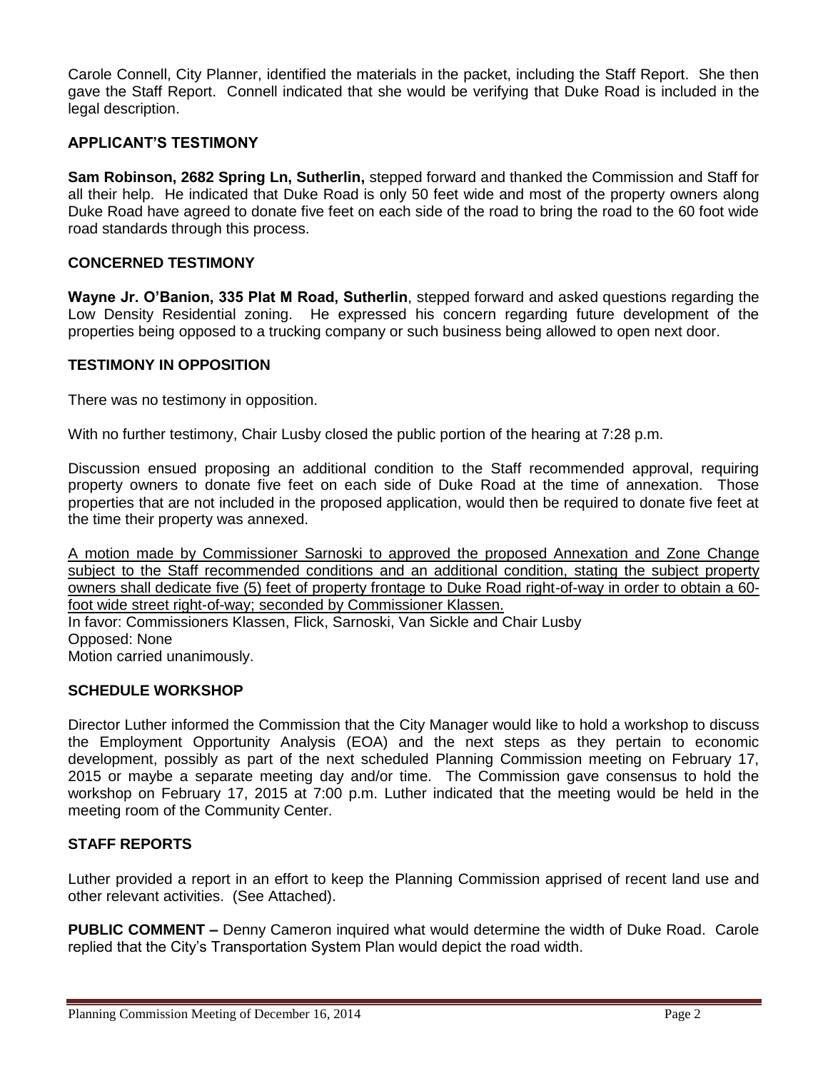Carole Connell, City Planner, identified the materials in the packet, including the Staff Report. She then gave the Staff Report. Connell indicated that she would be verifying that Duke Road is included in the legal description.

## APPLICANT'S TESTIMONY

**Sam Robinson, 2682 Spring Ln, Sutherlin,** stepped forward and thanked the Commission and Staff for all their help. He indicated that Duke Road is only 50 feet wide and most of the property owners along Duke Road have agreed to donate five feet on each side of the road to bring the road to the 60 foot wide road standards through this process.

## CONCERNED TESTIMONY

**Wayne Jr. O'Banion, 335 Plat M Road, Sutherlin**, stepped forward and asked questions regarding the Low Density Residential zoning. He expressed his concern regarding future development of the properties being opposed to a trucking company or such business being allowed to open next door.

## TESTIMONY IN OPPOSITION

There was no testimony in opposition.

With no further testimony, Chair Lusby closed the public portion of the hearing at 7:28 p.m.

Discussion ensued proposing an additional condition to the Staff recommended approval, requiring property owners to donate five feet on each side of Duke Road at the time of annexation. Those properties that are not included in the proposed application, would then be required to donate five feet at the time their property was annexed.

<u>A motion made by Commissioner Sarnoski to approved the proposed Annexation and Zone Change subject to the Staff recommended conditions and an additional condition, stating the subject property owners shall dedicate five (5) feet of property frontage to Duke Road right-of-way in order to obtain a 60-foot wide street right-of-way; seconded by Commissioner Klassen.</u>
In favor: Commissioners Klassen, Flick, Sarnoski, Van Sickle and Chair Lusby
Opposed: None
Motion carried unanimously.

## SCHEDULE WORKSHOP

Director Luther informed the Commission that the City Manager would like to hold a workshop to discuss the Employment Opportunity Analysis (EOA) and the next steps as they pertain to economic development, possibly as part of the next scheduled Planning Commission meeting on February 17, 2015 or maybe a separate meeting day and/or time. The Commission gave consensus to hold the workshop on February 17, 2015 at 7:00 p.m. Luther indicated that the meeting would be held in the meeting room of the Community Center.

## STAFF REPORTS

Luther provided a report in an effort to keep the Planning Commission apprised of recent land use and other relevant activities. (See Attached).

**PUBLIC COMMENT –** Denny Cameron inquired what would determine the width of Duke Road. Carole replied that the City's Transportation System Plan would depict the road width.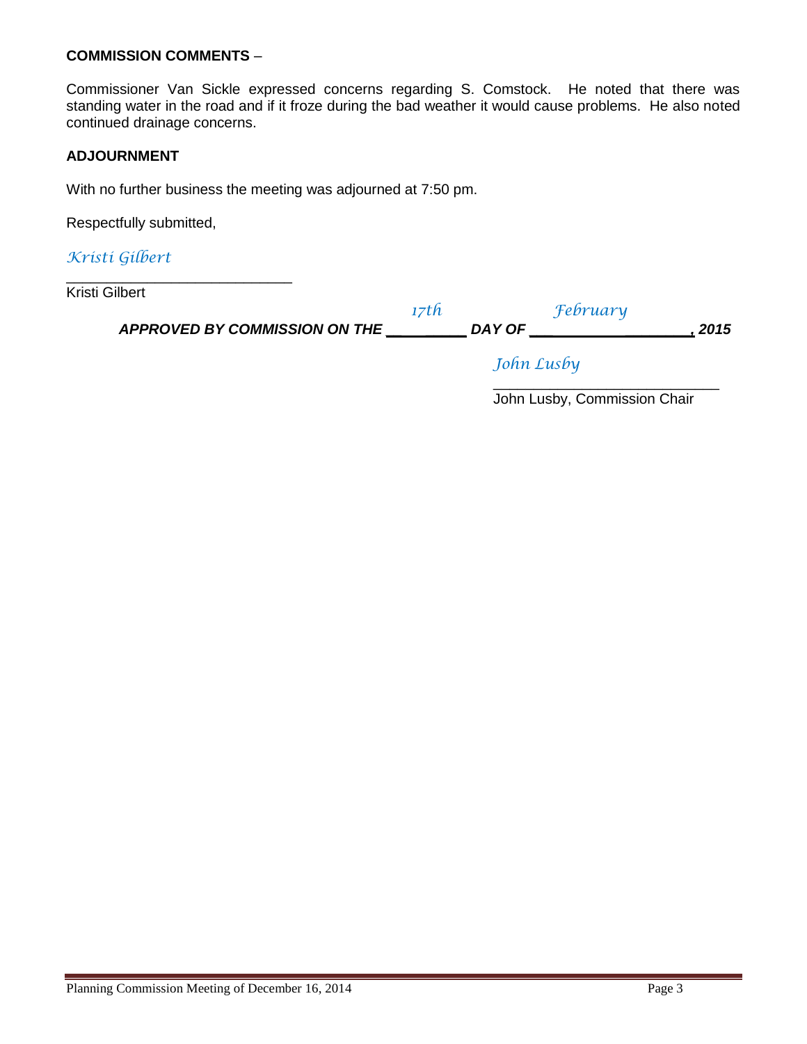**COMMISSION COMMENTS** –

Commissioner Van Sickle expressed concerns regarding S. Comstock. He noted that there was standing water in the road and if it froze during the bad weather it would cause problems. He also noted continued drainage concerns.

**ADJOURNMENT**

With no further business the meeting was adjourned at 7:50 pm.

Respectfully submitted,

*Kristi Gilbert*

Kristi Gilbert

***APPROVED BY COMMISSION ON THE*** *17th* ***DAY OF*** *February* ***, 2015***

*John Lusby*

John Lusby, Commission Chair